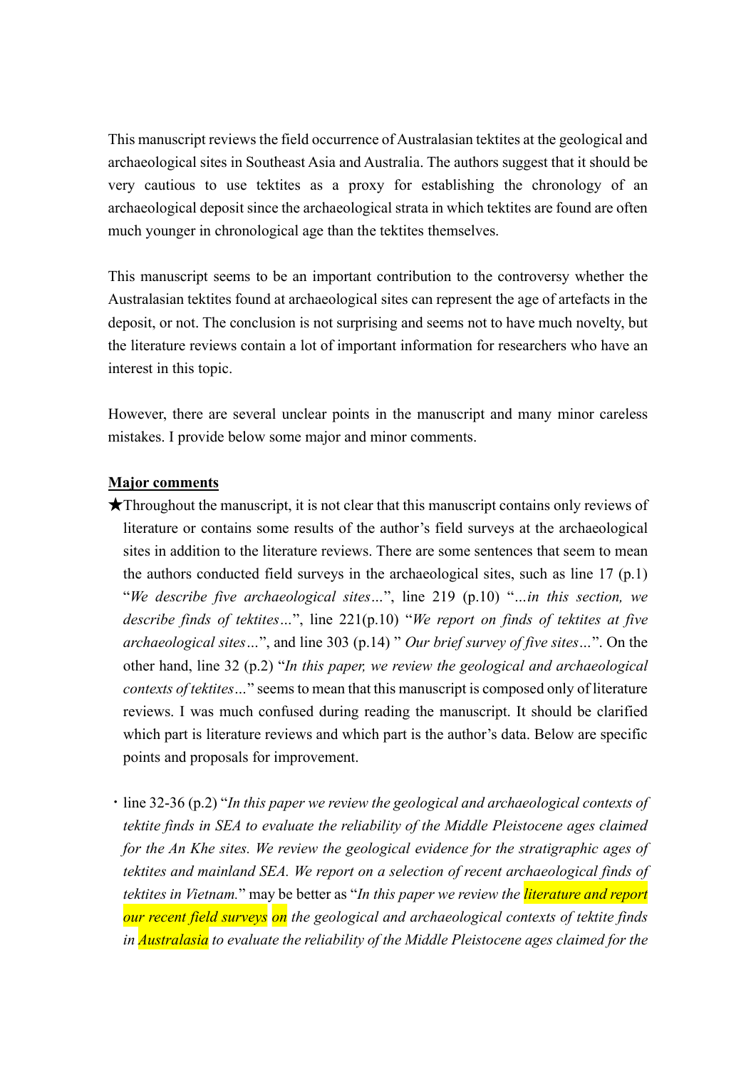This manuscript reviews the field occurrence of Australasian tektites at the geological and archaeological sites in Southeast Asia and Australia. The authors suggest that it should be very cautious to use tektites as a proxy for establishing the chronology of an archaeological deposit since the archaeological strata in which tektites are found are often much younger in chronological age than the tektites themselves.

This manuscript seems to be an important contribution to the controversy whether the Australasian tektites found at archaeological sites can represent the age of artefacts in the deposit, or not. The conclusion is not surprising and seems not to have much novelty, but the literature reviews contain a lot of important information for researchers who have an interest in this topic.

However, there are several unclear points in the manuscript and many minor careless mistakes. I provide below some major and minor comments.

**Major comments**

★Throughout the manuscript, it is not clear that this manuscript contains only reviews of literature or contains some results of the author's field surveys at the archaeological sites in addition to the literature reviews. There are some sentences that seem to mean the authors conducted field surveys in the archaeological sites, such as line 17 (p.1) "*We describe five archaeological sites…*", line 219 (p.10) "*…in this section, we describe finds of tektites…*", line 221(p.10) "*We report on finds of tektites at five archaeological sites…*", and line 303 (p.14) " *Our brief survey of five sites…*". On the other hand, line 32 (p.2) "*In this paper, we review the geological and archaeological contexts of tektites…*" seems to mean that this manuscript is composed only of literature reviews. I was much confused during reading the manuscript. It should be clarified which part is literature reviews and which part is the author's data. Below are specific points and proposals for improvement.

- line 32-36 (p.2) "*In this paper we review the geological and archaeological contexts of tektite finds in SEA to evaluate the reliability of the Middle Pleistocene ages claimed for the An Khe sites. We review the geological evidence for the stratigraphic ages of tektites and mainland SEA. We report on a selection of recent archaeological finds of tektites in Vietnam.*" may be better as "*In this paper we review the literature and report our recent field surveys on the geological and archaeological contexts of tektite finds in Australasia to evaluate the reliability of the Middle Pleistocene ages claimed for the*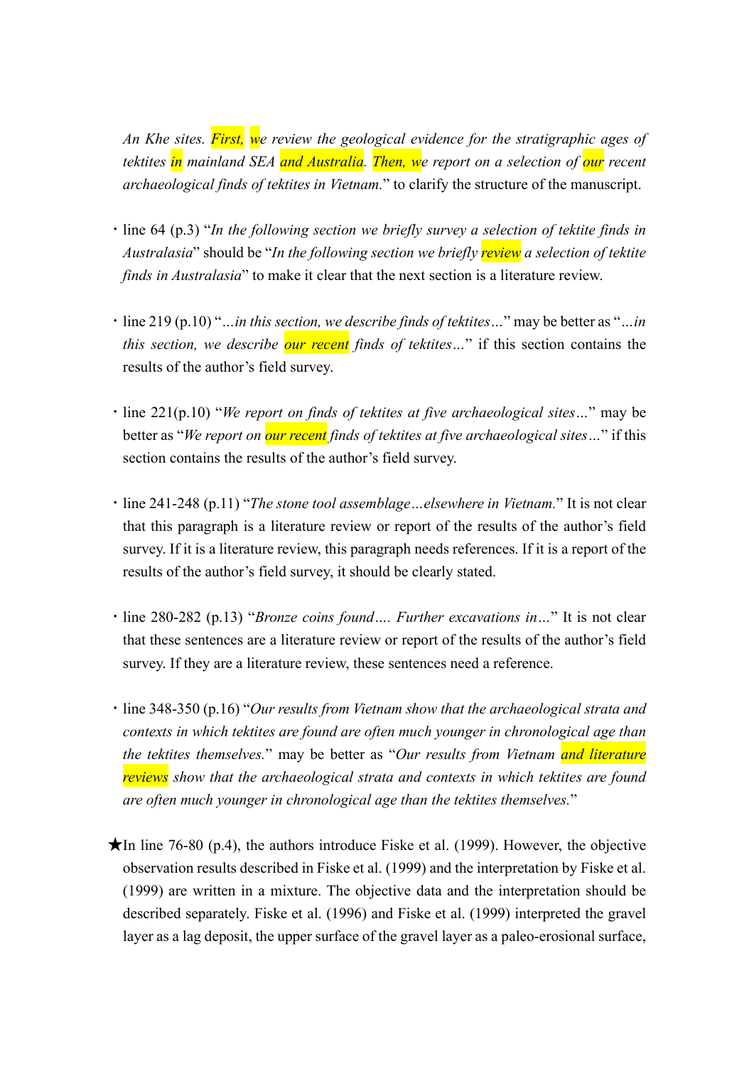*An Khe sites. First, we review the geological evidence for the stratigraphic ages of tektites in mainland SEA and Australia. Then, we report on a selection of our recent archaeological finds of tektites in Vietnam.*" to clarify the structure of the manuscript.

- line 64 (p.3) "*In the following section we briefly survey a selection of tektite finds in Australasia*" should be "*In the following section we briefly review a selection of tektite finds in Australasia*" to make it clear that the next section is a literature review.

- line 219 (p.10) "*…in this section, we describe finds of tektites…*" may be better as "*…in this section, we describe our recent finds of tektites…*" if this section contains the results of the author's field survey.

- line 221(p.10) "*We report on finds of tektites at five archaeological sites…*" may be better as "*We report on our recent finds of tektites at five archaeological sites…*" if this section contains the results of the author's field survey.

- line 241-248 (p.11) "*The stone tool assemblage…elsewhere in Vietnam.*" It is not clear that this paragraph is a literature review or report of the results of the author's field survey. If it is a literature review, this paragraph needs references. If it is a report of the results of the author's field survey, it should be clearly stated.

- line 280-282 (p.13) "*Bronze coins found…. Further excavations in…*" It is not clear that these sentences are a literature review or report of the results of the author's field survey. If they are a literature review, these sentences need a reference.

- line 348-350 (p.16) "*Our results from Vietnam show that the archaeological strata and contexts in which tektites are found are often much younger in chronological age than the tektites themselves.*" may be better as "*Our results from Vietnam and literature reviews show that the archaeological strata and contexts in which tektites are found are often much younger in chronological age than the tektites themselves.*"

★In line 76-80 (p.4), the authors introduce Fiske et al. (1999). However, the objective observation results described in Fiske et al. (1999) and the interpretation by Fiske et al. (1999) are written in a mixture. The objective data and the interpretation should be described separately. Fiske et al. (1996) and Fiske et al. (1999) interpreted the gravel layer as a lag deposit, the upper surface of the gravel layer as a paleo-erosional surface,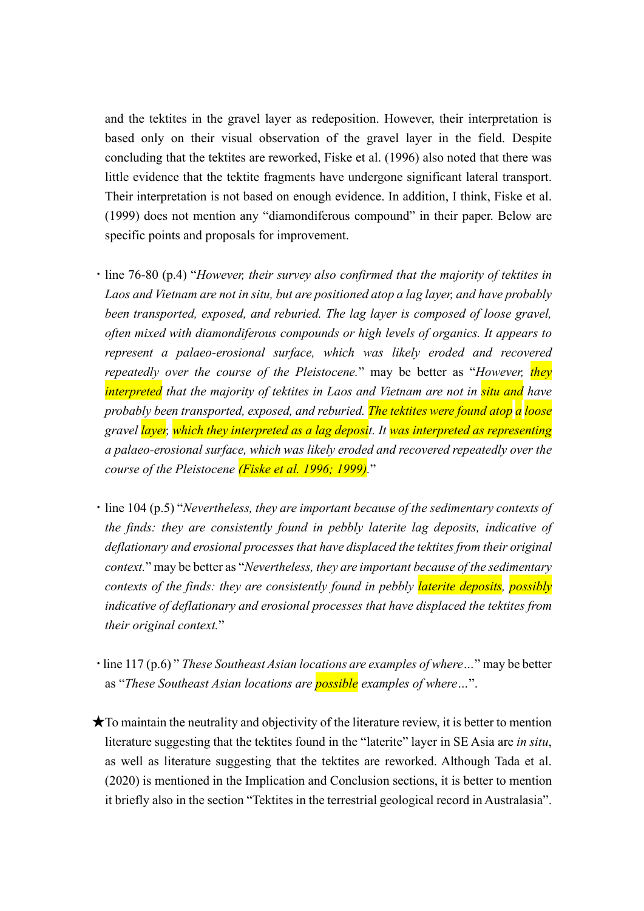and the tektites in the gravel layer as redeposition. However, their interpretation is based only on their visual observation of the gravel layer in the field. Despite concluding that the tektites are reworked, Fiske et al. (1996) also noted that there was little evidence that the tektite fragments have undergone significant lateral transport. Their interpretation is not based on enough evidence. In addition, I think, Fiske et al. (1999) does not mention any "diamondiferous compound" in their paper. Below are specific points and proposals for improvement.

- line 76-80 (p.4) "*However, their survey also confirmed that the majority of tektites in Laos and Vietnam are not in situ, but are positioned atop a lag layer, and have probably been transported, exposed, and reburied. The lag layer is composed of loose gravel, often mixed with diamondiferous compounds or high levels of organics. It appears to represent a palaeo-erosional surface, which was likely eroded and recovered repeatedly over the course of the Pleistocene.*" may be better as "*However, they interpreted that the majority of tektites in Laos and Vietnam are not in situ and have probably been transported, exposed, and reburied. The tektites were found atop a loose gravel layer, which they interpreted as a lag deposit. It was interpreted as representing a palaeo-erosional surface, which was likely eroded and recovered repeatedly over the course of the Pleistocene (Fiske et al. 1996; 1999).*"

- line 104 (p.5) "*Nevertheless, they are important because of the sedimentary contexts of the finds: they are consistently found in pebbly laterite lag deposits, indicative of deflationary and erosional processes that have displaced the tektites from their original context.*" may be better as "*Nevertheless, they are important because of the sedimentary contexts of the finds: they are consistently found in pebbly laterite deposits, possibly indicative of deflationary and erosional processes that have displaced the tektites from their original context.*"

- line 117 (p.6) " *These Southeast Asian locations are examples of where…*" may be better as "*These Southeast Asian locations are possible examples of where…*".

★To maintain the neutrality and objectivity of the literature review, it is better to mention literature suggesting that the tektites found in the "laterite" layer in SE Asia are *in situ*, as well as literature suggesting that the tektites are reworked. Although Tada et al. (2020) is mentioned in the Implication and Conclusion sections, it is better to mention it briefly also in the section "Tektites in the terrestrial geological record in Australasia".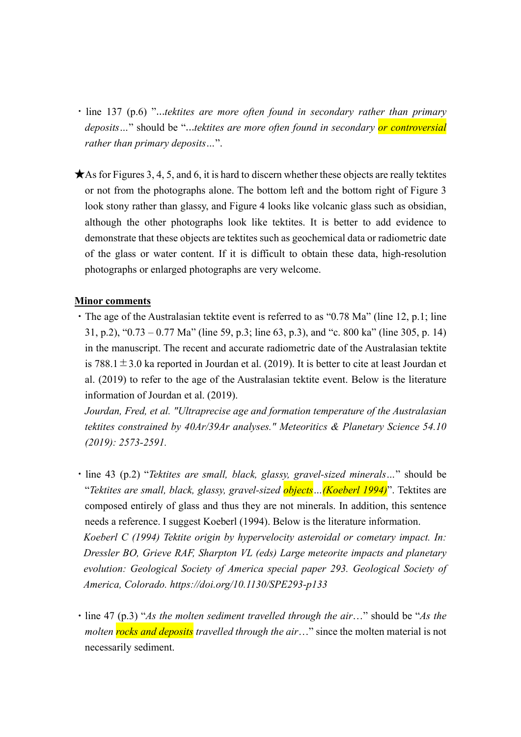- line 137 (p.6) "*...tektites are more often found in secondary rather than primary deposits...*" should be "*...tektites are more often found in secondary* ***or controversial*** *rather than primary deposits...*".

★As for Figures 3, 4, 5, and 6, it is hard to discern whether these objects are really tektites or not from the photographs alone. The bottom left and the bottom right of Figure 3 look stony rather than glassy, and Figure 4 looks like volcanic glass such as obsidian, although the other photographs look like tektites. It is better to add evidence to demonstrate that these objects are tektites such as geochemical data or radiometric date of the glass or water content. If it is difficult to obtain these data, high-resolution photographs or enlarged photographs are very welcome.

__Minor comments__

- The age of the Australasian tektite event is referred to as "0.78 Ma" (line 12, p.1; line 31, p.2), "0.73 – 0.77 Ma" (line 59, p.3; line 63, p.3), and "c. 800 ka" (line 305, p. 14) in the manuscript. The recent and accurate radiometric date of the Australasian tektite is 788.1 ± 3.0 ka reported in Jourdan et al. (2019). It is better to cite at least Jourdan et al. (2019) to refer to the age of the Australasian tektite event. Below is the literature information of Jourdan et al. (2019).
  *Jourdan, Fred, et al. "Ultraprecise age and formation temperature of the Australasian tektites constrained by 40Ar/39Ar analyses." Meteoritics & Planetary Science 54.10 (2019): 2573-2591.*

- line 43 (p.2) "*Tektites are small, black, glassy, gravel-sized minerals...*" should be "*Tektites are small, black, glassy, gravel-sized* ***objects****...****(Koeberl 1994)***". Tektites are composed entirely of glass and thus they are not minerals. In addition, this sentence needs a reference. I suggest Koeberl (1994). Below is the literature information.
  *Koeberl C (1994) Tektite origin by hypervelocity asteroidal or cometary impact. In: Dressler BO, Grieve RAF, Sharpton VL (eds) Large meteorite impacts and planetary evolution: Geological Society of America special paper 293. Geological Society of America, Colorado. https://doi.org/10.1130/SPE293-p133*

- line 47 (p.3) "*As the molten sediment travelled through the air...*" should be "*As the molten* ***rocks and deposits*** *travelled through the air...*" since the molten material is not necessarily sediment.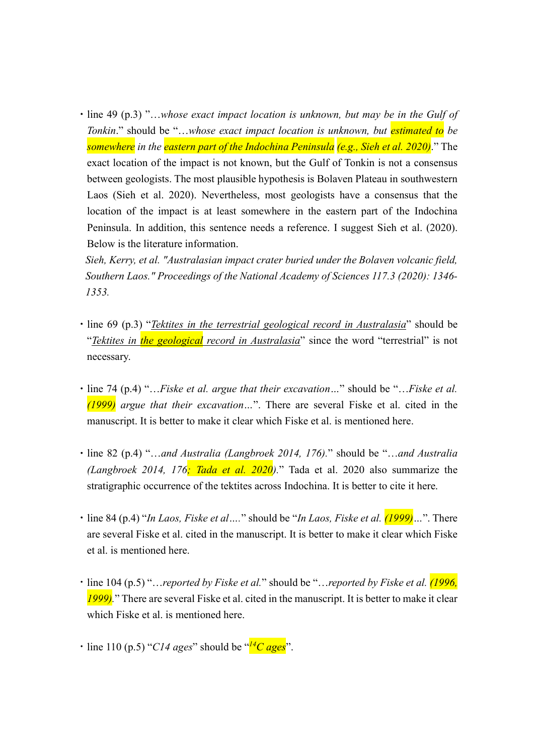- line 49 (p.3) "…*whose exact impact location is unknown, but may be in the Gulf of Tonkin*." should be "…*whose exact impact location is unknown, but estimated to be somewhere in the eastern part of the Indochina Peninsula (e.g., Sieh et al. 2020)*." The exact location of the impact is not known, but the Gulf of Tonkin is not a consensus between geologists. The most plausible hypothesis is Bolaven Plateau in southwestern Laos (Sieh et al. 2020). Nevertheless, most geologists have a consensus that the location of the impact is at least somewhere in the eastern part of the Indochina Peninsula. In addition, this sentence needs a reference. I suggest Sieh et al. (2020). Below is the literature information.

  *Sieh, Kerry, et al. "Australasian impact crater buried under the Bolaven volcanic field, Southern Laos." Proceedings of the National Academy of Sciences 117.3 (2020): 1346-1353.*

- line 69 (p.3) "*Tektites in the terrestrial geological record in Australasia*" should be "*Tektites in the geological record in Australasia*" since the word "terrestrial" is not necessary.

- line 74 (p.4) "…*Fiske et al. argue that their excavation*…" should be "…*Fiske et al. (1999) argue that their excavation*…". There are several Fiske et al. cited in the manuscript. It is better to make it clear which Fiske et al. is mentioned here.

- line 82 (p.4) "…*and Australia (Langbroek 2014, 176)*." should be "…*and Australia (Langbroek 2014, 176; Tada et al. 2020)*." Tada et al. 2020 also summarize the stratigraphic occurrence of the tektites across Indochina. It is better to cite it here.

- line 84 (p.4) "*In Laos, Fiske et al*…." should be "*In Laos, Fiske et al. (1999)*…". There are several Fiske et al. cited in the manuscript. It is better to make it clear which Fiske et al. is mentioned here.

- line 104 (p.5) "…*reported by Fiske et al.*" should be "…*reported by Fiske et al. (1996, 1999)*." There are several Fiske et al. cited in the manuscript. It is better to make it clear which Fiske et al. is mentioned here.

- line 110 (p.5) "*C14 ages*" should be "*$^{14}$C ages*".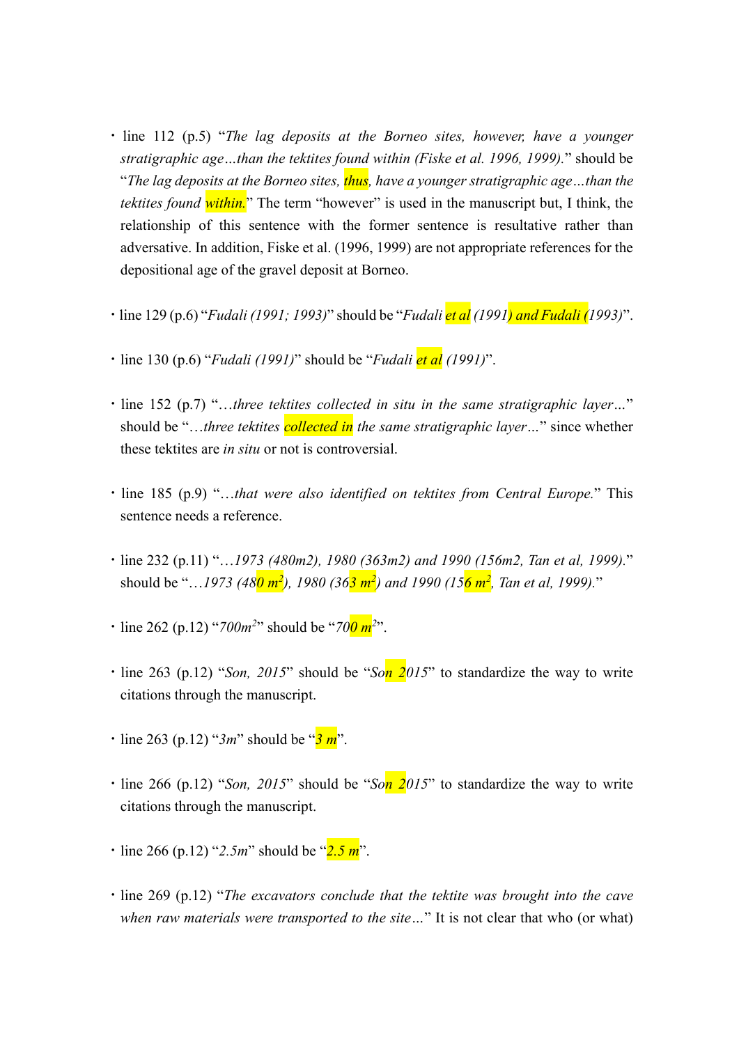- line 112 (p.5) "*The lag deposits at the Borneo sites, however, have a younger stratigraphic age…than the tektites found within (Fiske et al. 1996, 1999).*" should be "*The lag deposits at the Borneo sites, thus, have a younger stratigraphic age…than the tektites found within.*" The term "however" is used in the manuscript but, I think, the relationship of this sentence with the former sentence is resultative rather than adversative. In addition, Fiske et al. (1996, 1999) are not appropriate references for the depositional age of the gravel deposit at Borneo.

- line 129 (p.6) "*Fudali (1991; 1993)*" should be "*Fudali et al (1991) and Fudali (1993)*".

- line 130 (p.6) "*Fudali (1991)*" should be "*Fudali et al (1991)*".

- line 152 (p.7) "*…three tektites collected in situ in the same stratigraphic layer…*" should be "*…three tektites collected in the same stratigraphic layer…*" since whether these tektites are *in situ* or not is controversial.

- line 185 (p.9) "*…that were also identified on tektites from Central Europe.*" This sentence needs a reference.

- line 232 (p.11) "*…1973 (480m2), 1980 (363m2) and 1990 (156m2, Tan et al, 1999).*" should be "*…1973 (480 $m^2$), 1980 (363 $m^2$) and 1990 (156 $m^2$, Tan et al, 1999).*"

- line 262 (p.12) "*700$m^2$*" should be "*700 $m^2$*".

- line 263 (p.12) "*Son, 2015*" should be "*Son 2015*" to standardize the way to write citations through the manuscript.

- line 263 (p.12) "*3m*" should be "*3 m*".

- line 266 (p.12) "*Son, 2015*" should be "*Son 2015*" to standardize the way to write citations through the manuscript.

- line 266 (p.12) "*2.5m*" should be "*2.5 m*".

- line 269 (p.12) "*The excavators conclude that the tektite was brought into the cave when raw materials were transported to the site…*" It is not clear that who (or what)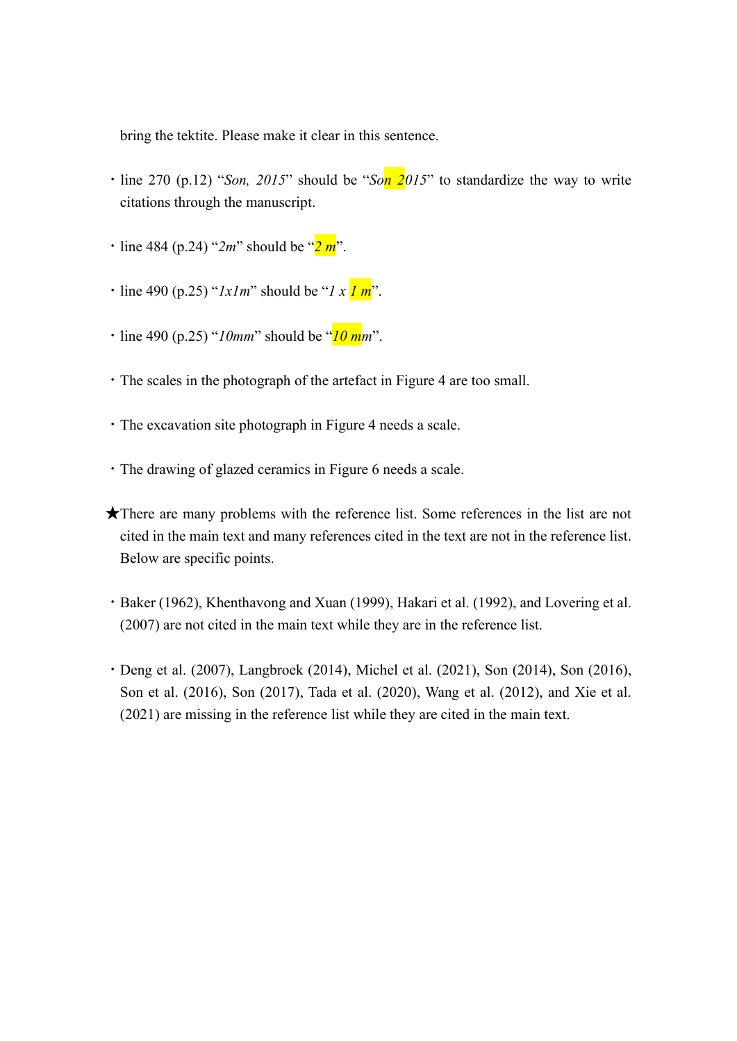bring the tektite. Please make it clear in this sentence.

- line 270 (p.12) “*Son, 2015*” should be “*Son 2015*” to standardize the way to write citations through the manuscript.

- line 484 (p.24) “*2m*” should be “*2 m*”.

- line 490 (p.25) “*1x1m*” should be “*1 x 1 m*”.

- line 490 (p.25) “*10mm*” should be “*10 mm*”.

- The scales in the photograph of the artefact in Figure 4 are too small.

- The excavation site photograph in Figure 4 needs a scale.

- The drawing of glazed ceramics in Figure 6 needs a scale.

★There are many problems with the reference list. Some references in the list are not cited in the main text and many references cited in the text are not in the reference list. Below are specific points.

- Baker (1962), Khenthavong and Xuan (1999), Hakari et al. (1992), and Lovering et al. (2007) are not cited in the main text while they are in the reference list.

- Deng et al. (2007), Langbroek (2014), Michel et al. (2021), Son (2014), Son (2016), Son et al. (2016), Son (2017), Tada et al. (2020), Wang et al. (2012), and Xie et al. (2021) are missing in the reference list while they are cited in the main text.